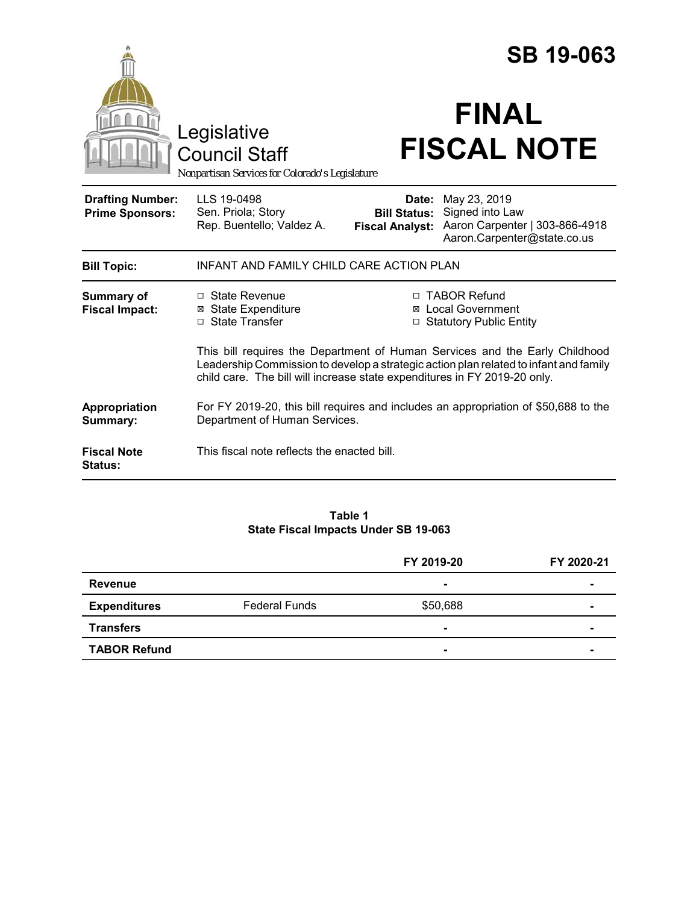# SB 19-063

# FINAL FISCAL NOTE

Legislative Council Staff

*Nonpartisan Services for Colorado's Legislature*

| | | | |
|---|---|---|---|
| **Drafting Number:** | LLS 19-0498 | **Date:** | May 23, 2019 |
| **Prime Sponsors:** | Sen. Priola; Story<br>Rep. Buentello; Valdez A. | **Bill Status:** | Signed into Law |
| | | **Fiscal Analyst:** | Aaron Carpenter \| 303-866-4918<br>Aaron.Carpenter@state.co.us |

| | |
|---|---|
| **Bill Topic:** | INFANT AND FAMILY CHILD CARE ACTION PLAN |
| **Summary of Fiscal Impact:** | ☐ State Revenue<br>☒ State Expenditure<br>☐ State Transfer<br>☐ TABOR Refund<br>☒ Local Government<br>☐ Statutory Public Entity<br><br>This bill requires the Department of Human Services and the Early Childhood Leadership Commission to develop a strategic action plan related to infant and family child care. The bill will increase state expenditures in FY 2019-20 only. |
| **Appropriation Summary:** | For FY 2019-20, this bill requires and includes an appropriation of $50,688 to the Department of Human Services. |
| **Fiscal Note Status:** | This fiscal note reflects the enacted bill. |

**Table 1**
**State Fiscal Impacts Under SB 19-063**

| | | FY 2019-20 | FY 2020-21 |
|---|---|---|---|
| **Revenue** | | - | - |
| **Expenditures** | Federal Funds | $50,688 | - |
| **Transfers** | | - | - |
| **TABOR Refund** | | - | - |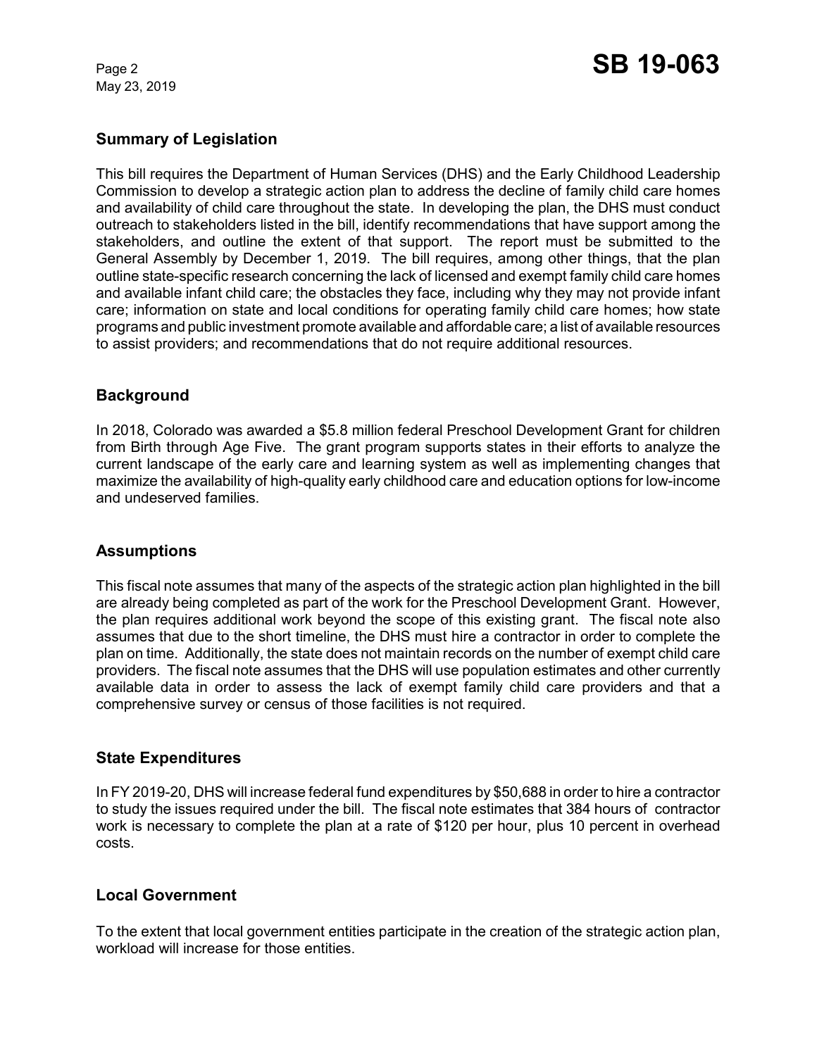## Summary of Legislation

This bill requires the Department of Human Services (DHS) and the Early Childhood Leadership Commission to develop a strategic action plan to address the decline of family child care homes and availability of child care throughout the state. In developing the plan, the DHS must conduct outreach to stakeholders listed in the bill, identify recommendations that have support among the stakeholders, and outline the extent of that support. The report must be submitted to the General Assembly by December 1, 2019. The bill requires, among other things, that the plan outline state-specific research concerning the lack of licensed and exempt family child care homes and available infant child care; the obstacles they face, including why they may not provide infant care; information on state and local conditions for operating family child care homes; how state programs and public investment promote available and affordable care; a list of available resources to assist providers; and recommendations that do not require additional resources.

## Background

In 2018, Colorado was awarded a $5.8 million federal Preschool Development Grant for children from Birth through Age Five. The grant program supports states in their efforts to analyze the current landscape of the early care and learning system as well as implementing changes that maximize the availability of high-quality early childhood care and education options for low-income and undeserved families.

## Assumptions

This fiscal note assumes that many of the aspects of the strategic action plan highlighted in the bill are already being completed as part of the work for the Preschool Development Grant. However, the plan requires additional work beyond the scope of this existing grant. The fiscal note also assumes that due to the short timeline, the DHS must hire a contractor in order to complete the plan on time. Additionally, the state does not maintain records on the number of exempt child care providers. The fiscal note assumes that the DHS will use population estimates and other currently available data in order to assess the lack of exempt family child care providers and that a comprehensive survey or census of those facilities is not required.

## State Expenditures

In FY 2019-20, DHS will increase federal fund expenditures by $50,688 in order to hire a contractor to study the issues required under the bill. The fiscal note estimates that 384 hours of contractor work is necessary to complete the plan at a rate of $120 per hour, plus 10 percent in overhead costs.

## Local Government

To the extent that local government entities participate in the creation of the strategic action plan, workload will increase for those entities.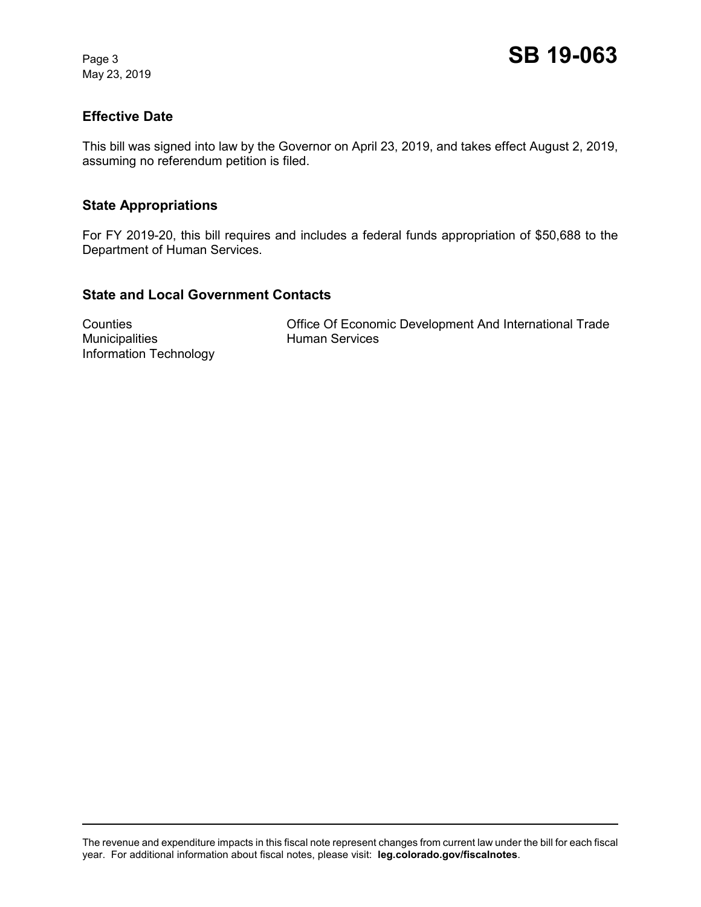## Effective Date

This bill was signed into law by the Governor on April 23, 2019, and takes effect August 2, 2019, assuming no referendum petition is filed.

## State Appropriations

For FY 2019-20, this bill requires and includes a federal funds appropriation of $50,688 to the Department of Human Services.

## State and Local Government Contacts

| | |
|---|---|
| Counties | Office Of Economic Development And International Trade |
| Municipalities | Human Services |
| Information Technology | |

The revenue and expenditure impacts in this fiscal note represent changes from current law under the bill for each fiscal year. For additional information about fiscal notes, please visit: **leg.colorado.gov/fiscalnotes**.